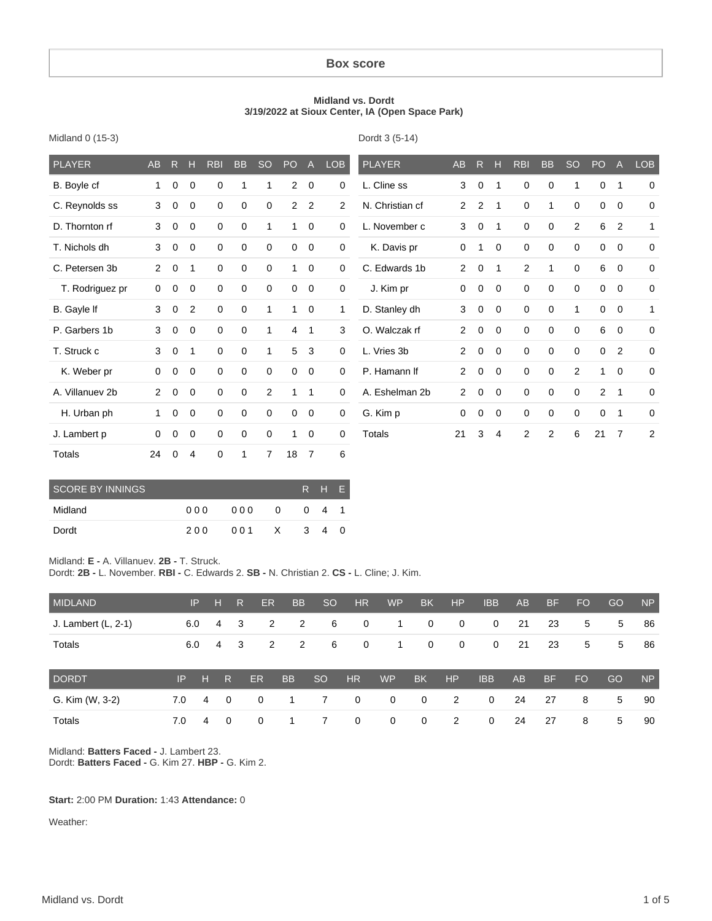## Box score

**Midland vs. Dordt**
**3/19/2022 at Sioux Center, IA (Open Space Park)**

Midland 0 (15-3)

| PLAYER | AB | R | H | RBI | BB | SO | PO | A | LOB |
|---|---|---|---|---|---|---|---|---|---|
| B. Boyle cf | 1 | 0 | 0 | 0 | 1 | 1 | 2 | 0 | 0 |
| C. Reynolds ss | 3 | 0 | 0 | 0 | 0 | 0 | 2 | 2 | 2 |
| D. Thornton rf | 3 | 0 | 0 | 0 | 0 | 1 | 1 | 0 | 0 |
| T. Nichols dh | 3 | 0 | 0 | 0 | 0 | 0 | 0 | 0 | 0 |
| C. Petersen 3b | 2 | 0 | 1 | 0 | 0 | 0 | 1 | 0 | 0 |
| T. Rodriguez pr | 0 | 0 | 0 | 0 | 0 | 0 | 0 | 0 | 0 |
| B. Gayle lf | 3 | 0 | 2 | 0 | 0 | 1 | 1 | 0 | 1 |
| P. Garbers 1b | 3 | 0 | 0 | 0 | 0 | 1 | 4 | 1 | 3 |
| T. Struck c | 3 | 0 | 1 | 0 | 0 | 1 | 5 | 3 | 0 |
| K. Weber pr | 0 | 0 | 0 | 0 | 0 | 0 | 0 | 0 | 0 |
| A. Villanuev 2b | 2 | 0 | 0 | 0 | 0 | 2 | 1 | 1 | 0 |
| H. Urban ph | 1 | 0 | 0 | 0 | 0 | 0 | 0 | 0 | 0 |
| J. Lambert p | 0 | 0 | 0 | 0 | 0 | 0 | 1 | 0 | 0 |
| Totals | 24 | 0 | 4 | 0 | 1 | 7 | 18 | 7 | 6 |

Dordt 3 (5-14)

| PLAYER | AB | R | H | RBI | BB | SO | PO | A | LOB |
|---|---|---|---|---|---|---|---|---|---|
| L. Cline ss | 3 | 0 | 1 | 0 | 0 | 1 | 0 | 1 | 0 |
| N. Christian cf | 2 | 2 | 1 | 0 | 1 | 0 | 0 | 0 | 0 |
| L. November c | 3 | 0 | 1 | 0 | 0 | 2 | 6 | 2 | 1 |
| K. Davis pr | 0 | 1 | 0 | 0 | 0 | 0 | 0 | 0 | 0 |
| C. Edwards 1b | 2 | 0 | 1 | 2 | 1 | 0 | 6 | 0 | 0 |
| J. Kim pr | 0 | 0 | 0 | 0 | 0 | 0 | 0 | 0 | 0 |
| D. Stanley dh | 3 | 0 | 0 | 0 | 0 | 1 | 0 | 0 | 1 |
| O. Walczak rf | 2 | 0 | 0 | 0 | 0 | 0 | 6 | 0 | 0 |
| L. Vries 3b | 2 | 0 | 0 | 0 | 0 | 0 | 0 | 2 | 0 |
| P. Hamann lf | 2 | 0 | 0 | 0 | 0 | 2 | 1 | 0 | 0 |
| A. Eshelman 2b | 2 | 0 | 0 | 0 | 0 | 0 | 2 | 1 | 0 |
| G. Kim p | 0 | 0 | 0 | 0 | 0 | 0 | 0 | 1 | 0 |
| Totals | 21 | 3 | 4 | 2 | 2 | 6 | 21 | 7 | 2 |

| SCORE BY INNINGS | | | | R | H | E |
|---|---|---|---|---|---|---|
| Midland | 000 | 000 | 0 | 0 | 4 | 1 |
| Dordt | 200 | 001 | X | 3 | 4 | 0 |

Midland: **E -** A. Villanuev. **2B -** T. Struck.
Dordt: **2B -** L. November. **RBI -** C. Edwards 2. **SB -** N. Christian 2. **CS -** L. Cline; J. Kim.

| MIDLAND | IP | H | R | ER | BB | SO | HR | WP | BK | HP | IBB | AB | BF | FO | GO | NP |
|---|---|---|---|---|---|---|---|---|---|---|---|---|---|---|---|---|
| J. Lambert (L, 2-1) | 6.0 | 4 | 3 | 2 | 2 | 6 | 0 | 1 | 0 | 0 | 0 | 21 | 23 | 5 | 5 | 86 |
| Totals | 6.0 | 4 | 3 | 2 | 2 | 6 | 0 | 1 | 0 | 0 | 0 | 21 | 23 | 5 | 5 | 86 |

| DORDT | IP | H | R | ER | BB | SO | HR | WP | BK | HP | IBB | AB | BF | FO | GO | NP |
|---|---|---|---|---|---|---|---|---|---|---|---|---|---|---|---|---|
| G. Kim (W, 3-2) | 7.0 | 4 | 0 | 0 | 1 | 7 | 0 | 0 | 0 | 2 | 0 | 24 | 27 | 8 | 5 | 90 |
| Totals | 7.0 | 4 | 0 | 0 | 1 | 7 | 0 | 0 | 0 | 2 | 0 | 24 | 27 | 8 | 5 | 90 |

Midland: **Batters Faced -** J. Lambert 23.
Dordt: **Batters Faced -** G. Kim 27. **HBP -** G. Kim 2.

**Start:** 2:00 PM **Duration:** 1:43 **Attendance:** 0

Weather: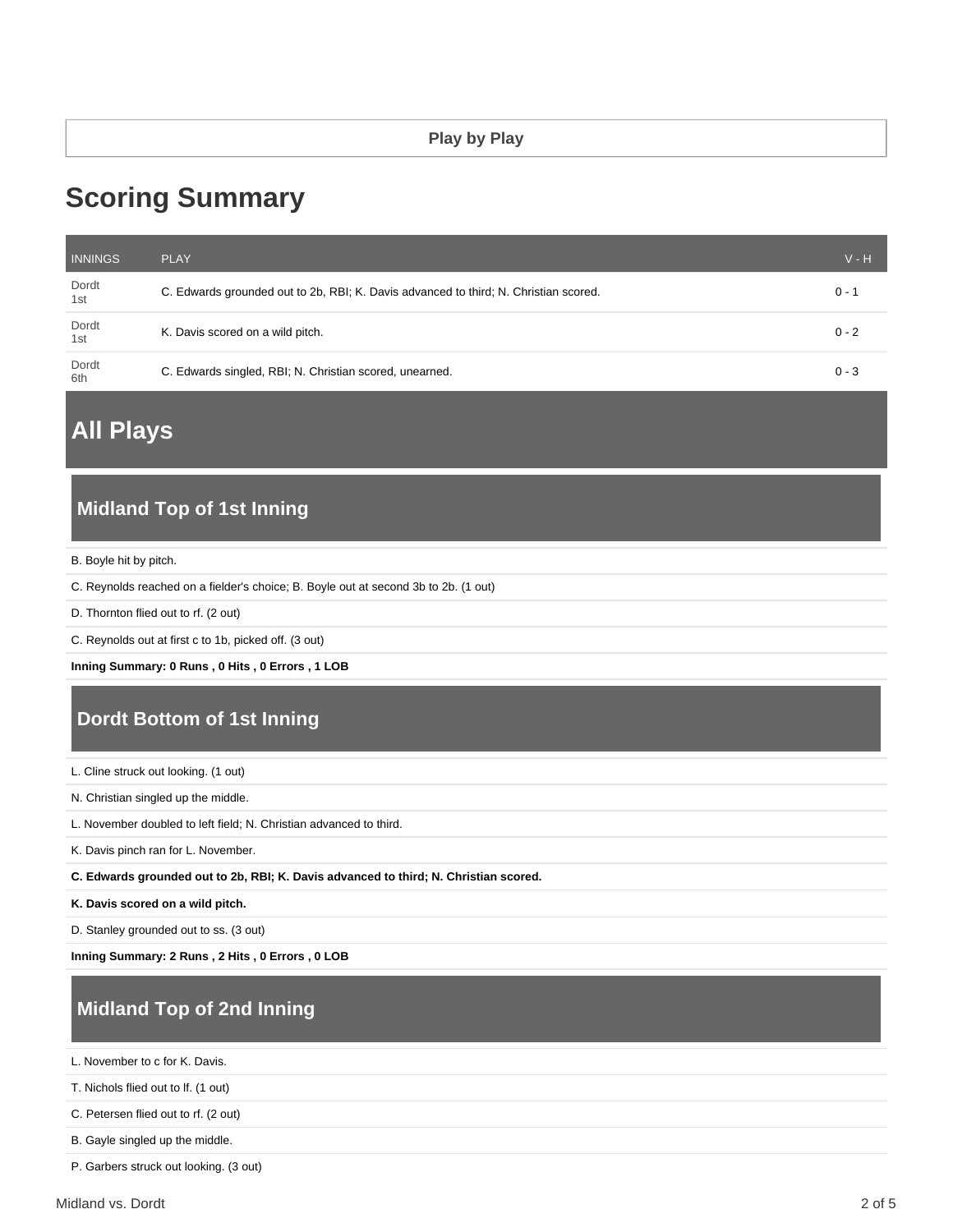Play by Play

# Scoring Summary

| INNINGS | PLAY | V - H |
| --- | --- | --- |
| Dordt 1st | C. Edwards grounded out to 2b, RBI; K. Davis advanced to third; N. Christian scored. | 0 - 1 |
| Dordt 1st | K. Davis scored on a wild pitch. | 0 - 2 |
| Dordt 6th | C. Edwards singled, RBI; N. Christian scored, unearned. | 0 - 3 |

# All Plays

## Midland Top of 1st Inning

B. Boyle hit by pitch.

C. Reynolds reached on a fielder's choice; B. Boyle out at second 3b to 2b. (1 out)

D. Thornton flied out to rf. (2 out)

C. Reynolds out at first c to 1b, picked off. (3 out)

**Inning Summary: 0 Runs , 0 Hits , 0 Errors , 1 LOB**

## Dordt Bottom of 1st Inning

L. Cline struck out looking. (1 out)

N. Christian singled up the middle.

L. November doubled to left field; N. Christian advanced to third.

K. Davis pinch ran for L. November.

**C. Edwards grounded out to 2b, RBI; K. Davis advanced to third; N. Christian scored.**

**K. Davis scored on a wild pitch.**

D. Stanley grounded out to ss. (3 out)

**Inning Summary: 2 Runs , 2 Hits , 0 Errors , 0 LOB**

## Midland Top of 2nd Inning

L. November to c for K. Davis.

T. Nichols flied out to lf. (1 out)

C. Petersen flied out to rf. (2 out)

B. Gayle singled up the middle.

P. Garbers struck out looking. (3 out)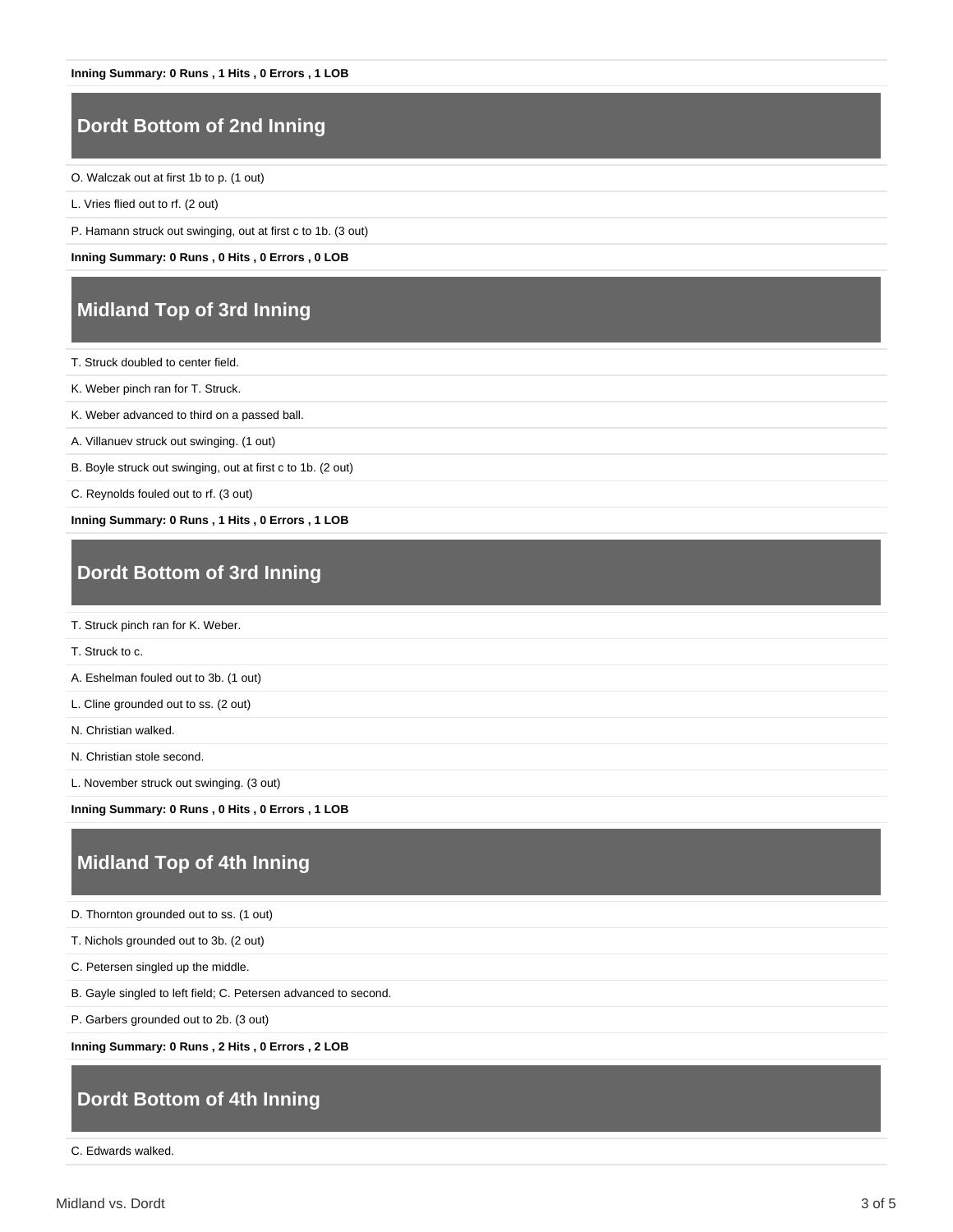**Inning Summary: 0 Runs , 1 Hits , 0 Errors , 1 LOB**

## Dordt Bottom of 2nd Inning

O. Walczak out at first 1b to p. (1 out)

L. Vries flied out to rf. (2 out)

P. Hamann struck out swinging, out at first c to 1b. (3 out)

**Inning Summary: 0 Runs , 0 Hits , 0 Errors , 0 LOB**

## Midland Top of 3rd Inning

T. Struck doubled to center field.

K. Weber pinch ran for T. Struck.

K. Weber advanced to third on a passed ball.

A. Villanuev struck out swinging. (1 out)

B. Boyle struck out swinging, out at first c to 1b. (2 out)

C. Reynolds fouled out to rf. (3 out)

**Inning Summary: 0 Runs , 1 Hits , 0 Errors , 1 LOB**

## Dordt Bottom of 3rd Inning

T. Struck pinch ran for K. Weber.

T. Struck to c.

A. Eshelman fouled out to 3b. (1 out)

L. Cline grounded out to ss. (2 out)

N. Christian walked.

N. Christian stole second.

L. November struck out swinging. (3 out)

**Inning Summary: 0 Runs , 0 Hits , 0 Errors , 1 LOB**

## Midland Top of 4th Inning

D. Thornton grounded out to ss. (1 out)

T. Nichols grounded out to 3b. (2 out)

C. Petersen singled up the middle.

B. Gayle singled to left field; C. Petersen advanced to second.

P. Garbers grounded out to 2b. (3 out)

**Inning Summary: 0 Runs , 2 Hits , 0 Errors , 2 LOB**

## Dordt Bottom of 4th Inning

C. Edwards walked.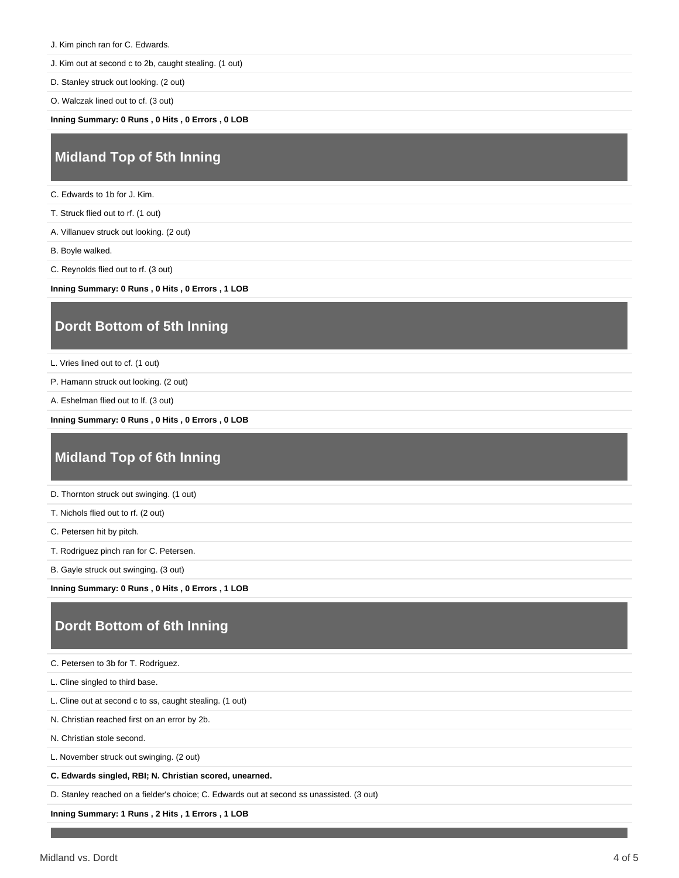J. Kim pinch ran for C. Edwards.

J. Kim out at second c to 2b, caught stealing. (1 out)

D. Stanley struck out looking. (2 out)

O. Walczak lined out to cf. (3 out)

**Inning Summary: 0 Runs , 0 Hits , 0 Errors , 0 LOB**

## Midland Top of 5th Inning

C. Edwards to 1b for J. Kim.

T. Struck flied out to rf. (1 out)

A. Villanuev struck out looking. (2 out)

B. Boyle walked.

C. Reynolds flied out to rf. (3 out)

**Inning Summary: 0 Runs , 0 Hits , 0 Errors , 1 LOB**

## Dordt Bottom of 5th Inning

L. Vries lined out to cf. (1 out)

P. Hamann struck out looking. (2 out)

A. Eshelman flied out to lf. (3 out)

**Inning Summary: 0 Runs , 0 Hits , 0 Errors , 0 LOB**

## Midland Top of 6th Inning

D. Thornton struck out swinging. (1 out)

T. Nichols flied out to rf. (2 out)

C. Petersen hit by pitch.

T. Rodriguez pinch ran for C. Petersen.

B. Gayle struck out swinging. (3 out)

**Inning Summary: 0 Runs , 0 Hits , 0 Errors , 1 LOB**

## Dordt Bottom of 6th Inning

C. Petersen to 3b for T. Rodriguez.

L. Cline singled to third base.

L. Cline out at second c to ss, caught stealing. (1 out)

N. Christian reached first on an error by 2b.

N. Christian stole second.

L. November struck out swinging. (2 out)

**C. Edwards singled, RBI; N. Christian scored, unearned.**

D. Stanley reached on a fielder's choice; C. Edwards out at second ss unassisted. (3 out)

**Inning Summary: 1 Runs , 2 Hits , 1 Errors , 1 LOB**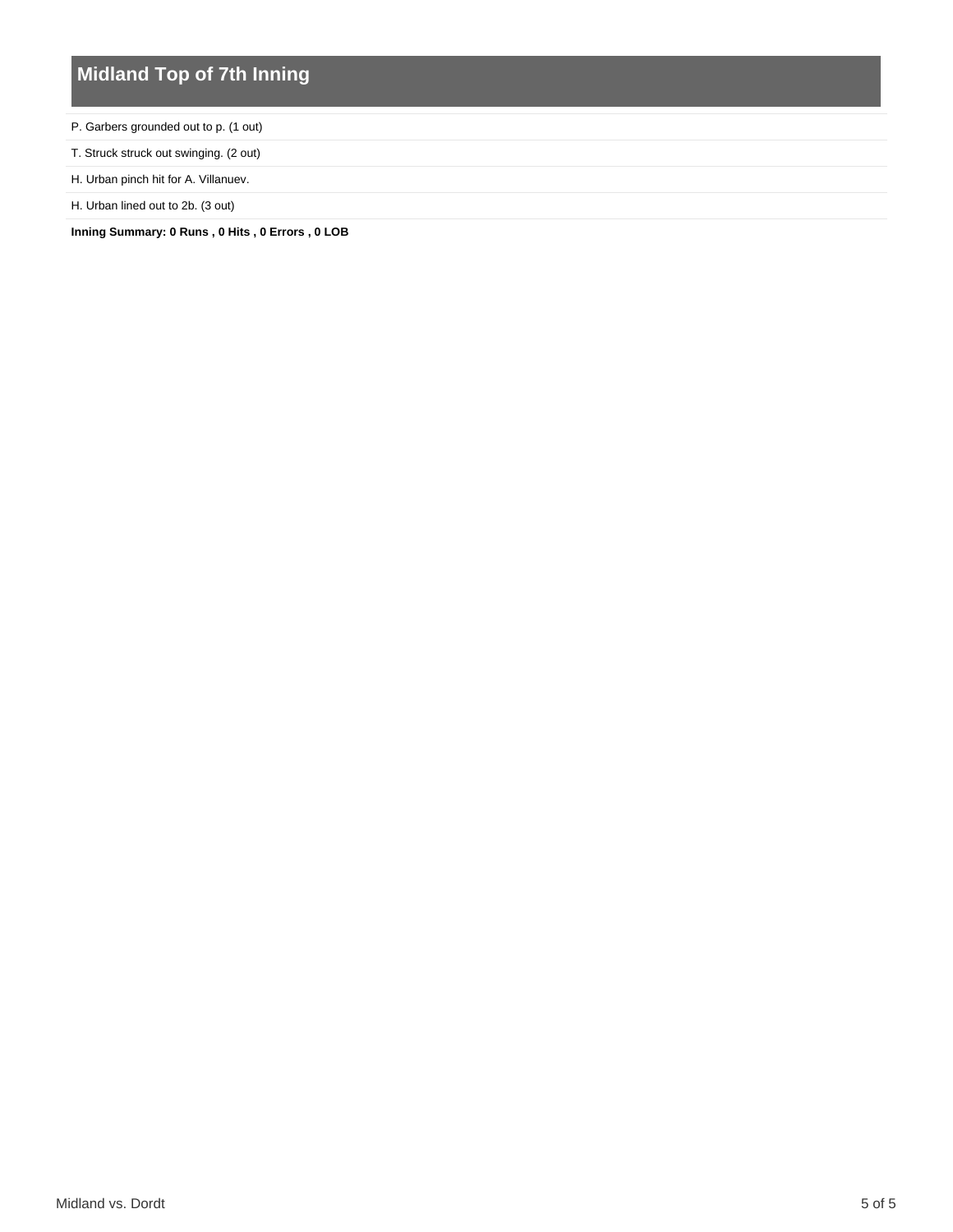## Midland Top of 7th Inning

P. Garbers grounded out to p. (1 out)

T. Struck struck out swinging. (2 out)

H. Urban pinch hit for A. Villanuev.

H. Urban lined out to 2b. (3 out)

**Inning Summary: 0 Runs , 0 Hits , 0 Errors , 0 LOB**